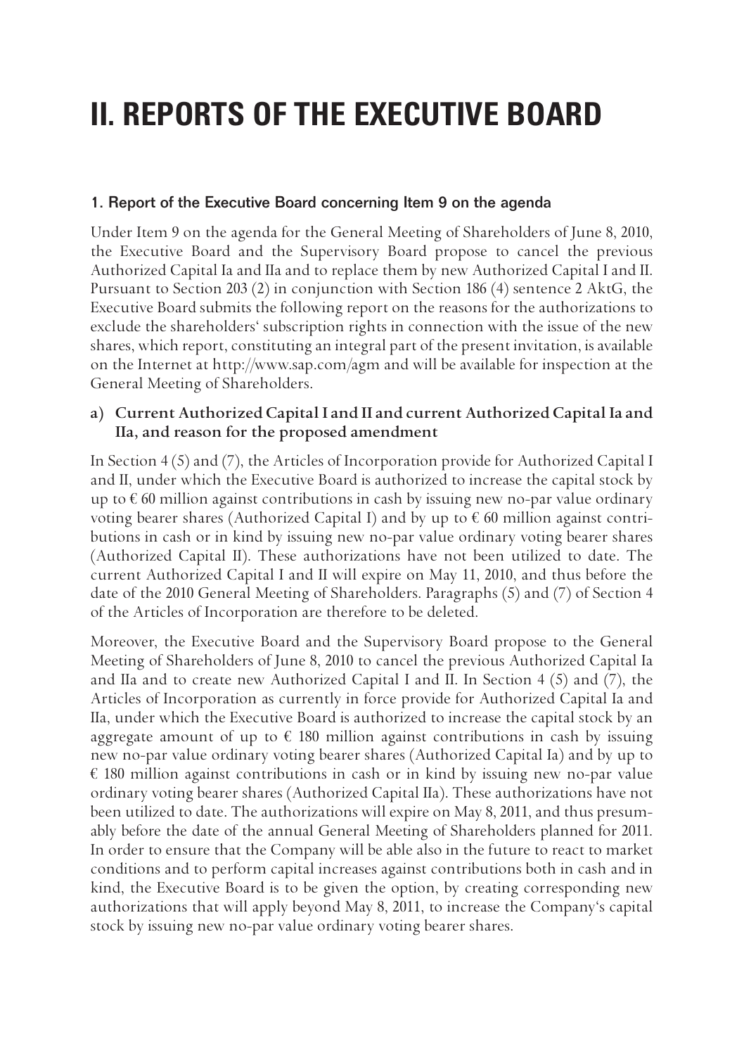# II. REPORTS OF THE EXECUTIVE BOARD

## 1. Report of the Executive Board concerning Item 9 on the agenda

Under Item 9 on the agenda for the General Meeting of Shareholders of June 8, 2010, the Executive Board and the Supervisory Board propose to cancel the previous Authorized Capital Ia and IIa and to replace them by new Authorized Capital I and II. Pursuant to Section 203 (2) in conjunction with Section 186 (4) sentence 2 AktG, the Executive Board submits the following report on the reasons for the authorizations to exclude the shareholders' subscription rights in connection with the issue of the new shares, which report, constituting an integral part of the present invitation, is available on the Internet at http://www.sap.com/agm and will be available for inspection at the General Meeting of Shareholders.

### a) Current Authorized Capital I and II and current Authorized Capital Ia and IIa, and reason for the proposed amendment

In Section 4 (5) and (7), the Articles of Incorporation provide for Authorized Capital I and II, under which the Executive Board is authorized to increase the capital stock by up to € 60 million against contributions in cash by issuing new no-par value ordinary voting bearer shares (Authorized Capital I) and by up to € 60 million against contributions in cash or in kind by issuing new no-par value ordinary voting bearer shares (Authorized Capital II). These authorizations have not been utilized to date. The current Authorized Capital I and II will expire on May 11, 2010, and thus before the date of the 2010 General Meeting of Shareholders. Paragraphs (5) and (7) of Section 4 of the Articles of Incorporation are therefore to be deleted.

Moreover, the Executive Board and the Supervisory Board propose to the General Meeting of Shareholders of June 8, 2010 to cancel the previous Authorized Capital Ia and IIa and to create new Authorized Capital I and II. In Section 4 (5) and (7), the Articles of Incorporation as currently in force provide for Authorized Capital Ia and IIa, under which the Executive Board is authorized to increase the capital stock by an aggregate amount of up to € 180 million against contributions in cash by issuing new no-par value ordinary voting bearer shares (Authorized Capital Ia) and by up to € 180 million against contributions in cash or in kind by issuing new no-par value ordinary voting bearer shares (Authorized Capital IIa). These authorizations have not been utilized to date. The authorizations will expire on May 8, 2011, and thus presumably before the date of the annual General Meeting of Shareholders planned for 2011. In order to ensure that the Company will be able also in the future to react to market conditions and to perform capital increases against contributions both in cash and in kind, the Executive Board is to be given the option, by creating corresponding new authorizations that will apply beyond May 8, 2011, to increase the Company's capital stock by issuing new no-par value ordinary voting bearer shares.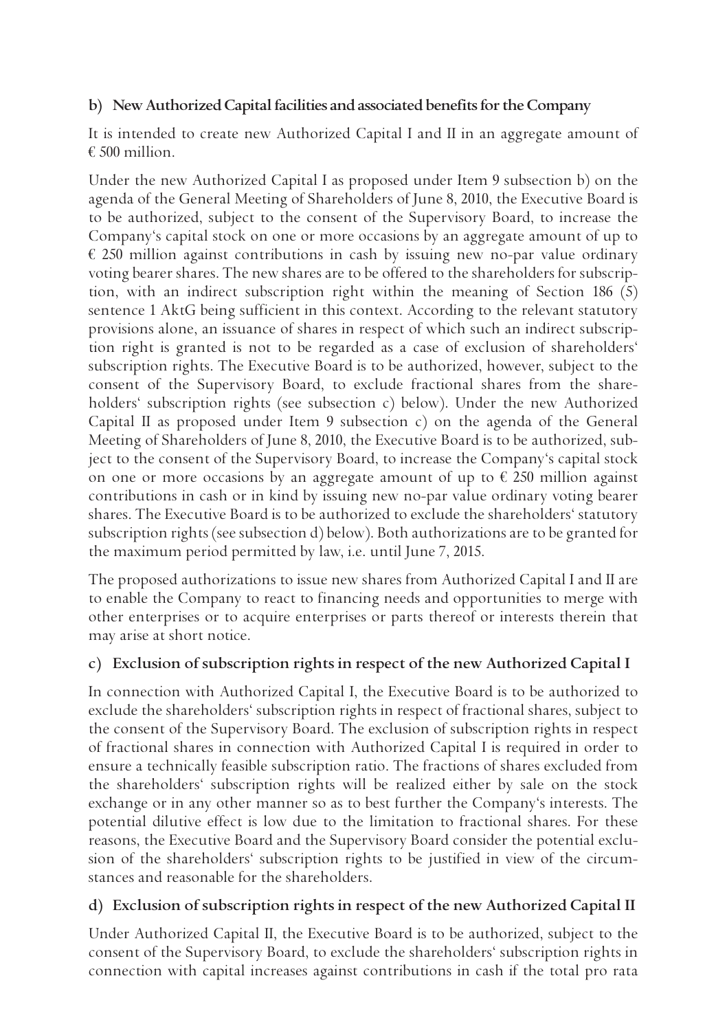### b) New Authorized Capital facilities and associated benefits for the Company

It is intended to create new Authorized Capital I and II in an aggregate amount of € 500 million.

Under the new Authorized Capital I as proposed under Item 9 subsection b) on the agenda of the General Meeting of Shareholders of June 8, 2010, the Executive Board is to be authorized, subject to the consent of the Supervisory Board, to increase the Company's capital stock on one or more occasions by an aggregate amount of up to € 250 million against contributions in cash by issuing new no-par value ordinary voting bearer shares. The new shares are to be offered to the shareholders for subscription, with an indirect subscription right within the meaning of Section 186 (5) sentence 1 AktG being sufficient in this context. According to the relevant statutory provisions alone, an issuance of shares in respect of which such an indirect subscription right is granted is not to be regarded as a case of exclusion of shareholders' subscription rights. The Executive Board is to be authorized, however, subject to the consent of the Supervisory Board, to exclude fractional shares from the shareholders' subscription rights (see subsection c) below). Under the new Authorized Capital II as proposed under Item 9 subsection c) on the agenda of the General Meeting of Shareholders of June 8, 2010, the Executive Board is to be authorized, subject to the consent of the Supervisory Board, to increase the Company's capital stock on one or more occasions by an aggregate amount of up to € 250 million against contributions in cash or in kind by issuing new no-par value ordinary voting bearer shares. The Executive Board is to be authorized to exclude the shareholders' statutory subscription rights (see subsection d) below). Both authorizations are to be granted for the maximum period permitted by law, i.e. until June 7, 2015.

The proposed authorizations to issue new shares from Authorized Capital I and II are to enable the Company to react to financing needs and opportunities to merge with other enterprises or to acquire enterprises or parts thereof or interests therein that may arise at short notice.

### c) Exclusion of subscription rights in respect of the new Authorized Capital I

In connection with Authorized Capital I, the Executive Board is to be authorized to exclude the shareholders' subscription rights in respect of fractional shares, subject to the consent of the Supervisory Board. The exclusion of subscription rights in respect of fractional shares in connection with Authorized Capital I is required in order to ensure a technically feasible subscription ratio. The fractions of shares excluded from the shareholders' subscription rights will be realized either by sale on the stock exchange or in any other manner so as to best further the Company's interests. The potential dilutive effect is low due to the limitation to fractional shares. For these reasons, the Executive Board and the Supervisory Board consider the potential exclusion of the shareholders' subscription rights to be justified in view of the circumstances and reasonable for the shareholders.

### d) Exclusion of subscription rights in respect of the new Authorized Capital II

Under Authorized Capital II, the Executive Board is to be authorized, subject to the consent of the Supervisory Board, to exclude the shareholders' subscription rights in connection with capital increases against contributions in cash if the total pro rata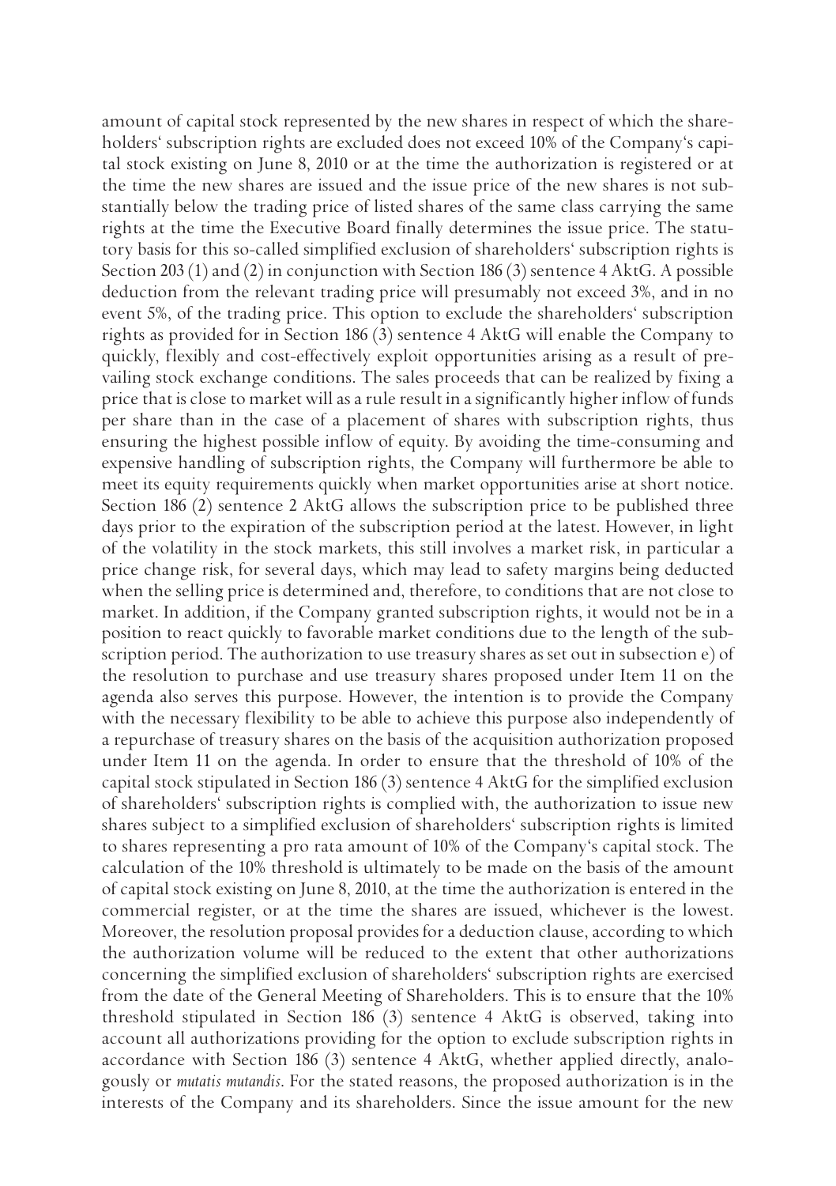amount of capital stock represented by the new shares in respect of which the shareholders' subscription rights are excluded does not exceed 10% of the Company's capital stock existing on June 8, 2010 or at the time the authorization is registered or at the time the new shares are issued and the issue price of the new shares is not substantially below the trading price of listed shares of the same class carrying the same rights at the time the Executive Board finally determines the issue price. The statutory basis for this so-called simplified exclusion of shareholders' subscription rights is Section 203 (1) and (2) in conjunction with Section 186 (3) sentence 4 AktG. A possible deduction from the relevant trading price will presumably not exceed 3%, and in no event 5%, of the trading price. This option to exclude the shareholders' subscription rights as provided for in Section 186 (3) sentence 4 AktG will enable the Company to quickly, flexibly and cost-effectively exploit opportunities arising as a result of prevailing stock exchange conditions. The sales proceeds that can be realized by fixing a price that is close to market will as a rule result in a significantly higher inflow of funds per share than in the case of a placement of shares with subscription rights, thus ensuring the highest possible inflow of equity. By avoiding the time-consuming and expensive handling of subscription rights, the Company will furthermore be able to meet its equity requirements quickly when market opportunities arise at short notice. Section 186 (2) sentence 2 AktG allows the subscription price to be published three days prior to the expiration of the subscription period at the latest. However, in light of the volatility in the stock markets, this still involves a market risk, in particular a price change risk, for several days, which may lead to safety margins being deducted when the selling price is determined and, therefore, to conditions that are not close to market. In addition, if the Company granted subscription rights, it would not be in a position to react quickly to favorable market conditions due to the length of the subscription period. The authorization to use treasury shares as set out in subsection e) of the resolution to purchase and use treasury shares proposed under Item 11 on the agenda also serves this purpose. However, the intention is to provide the Company with the necessary flexibility to be able to achieve this purpose also independently of a repurchase of treasury shares on the basis of the acquisition authorization proposed under Item 11 on the agenda. In order to ensure that the threshold of 10% of the capital stock stipulated in Section 186 (3) sentence 4 AktG for the simplified exclusion of shareholders' subscription rights is complied with, the authorization to issue new shares subject to a simplified exclusion of shareholders' subscription rights is limited to shares representing a pro rata amount of 10% of the Company's capital stock. The calculation of the 10% threshold is ultimately to be made on the basis of the amount of capital stock existing on June 8, 2010, at the time the authorization is entered in the commercial register, or at the time the shares are issued, whichever is the lowest. Moreover, the resolution proposal provides for a deduction clause, according to which the authorization volume will be reduced to the extent that other authorizations concerning the simplified exclusion of shareholders' subscription rights are exercised from the date of the General Meeting of Shareholders. This is to ensure that the 10% threshold stipulated in Section 186 (3) sentence 4 AktG is observed, taking into account all authorizations providing for the option to exclude subscription rights in accordance with Section 186 (3) sentence 4 AktG, whether applied directly, analogously or *mutatis mutandis*. For the stated reasons, the proposed authorization is in the interests of the Company and its shareholders. Since the issue amount for the new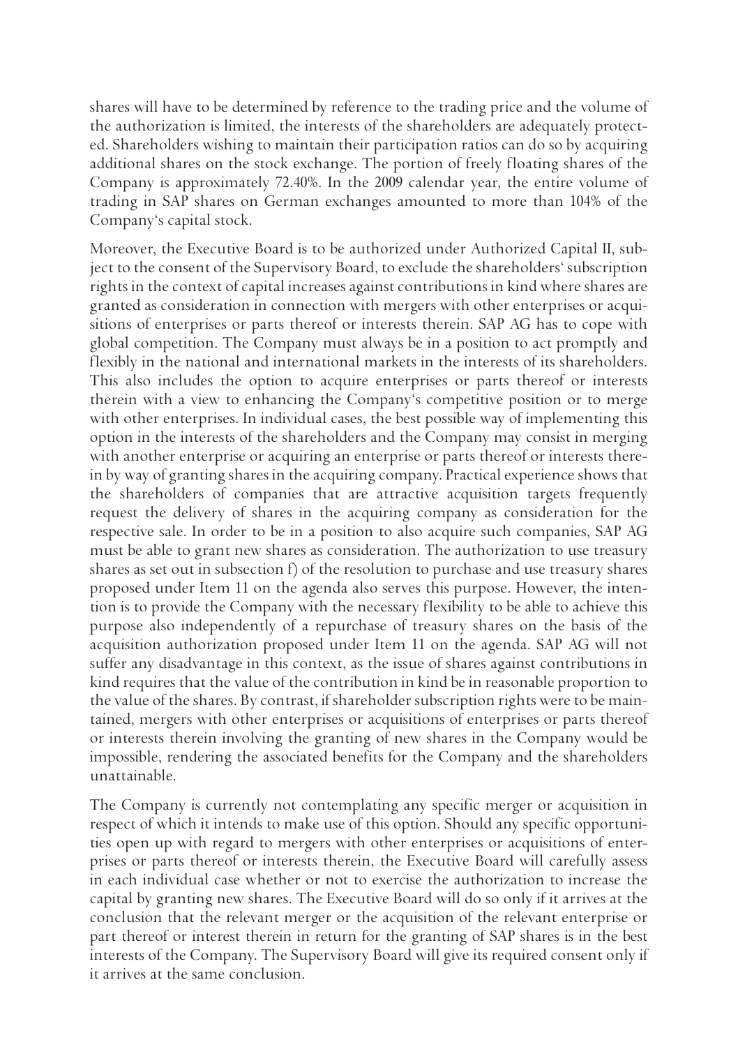shares will have to be determined by reference to the trading price and the volume of the authorization is limited, the interests of the shareholders are adequately protected. Shareholders wishing to maintain their participation ratios can do so by acquiring additional shares on the stock exchange. The portion of freely floating shares of the Company is approximately 72.40%. In the 2009 calendar year, the entire volume of trading in SAP shares on German exchanges amounted to more than 104% of the Company's capital stock.

Moreover, the Executive Board is to be authorized under Authorized Capital II, subject to the consent of the Supervisory Board, to exclude the shareholders' subscription rights in the context of capital increases against contributions in kind where shares are granted as consideration in connection with mergers with other enterprises or acquisitions of enterprises or parts thereof or interests therein. SAP AG has to cope with global competition. The Company must always be in a position to act promptly and flexibly in the national and international markets in the interests of its shareholders. This also includes the option to acquire enterprises or parts thereof or interests therein with a view to enhancing the Company's competitive position or to merge with other enterprises. In individual cases, the best possible way of implementing this option in the interests of the shareholders and the Company may consist in merging with another enterprise or acquiring an enterprise or parts thereof or interests therein by way of granting shares in the acquiring company. Practical experience shows that the shareholders of companies that are attractive acquisition targets frequently request the delivery of shares in the acquiring company as consideration for the respective sale. In order to be in a position to also acquire such companies, SAP AG must be able to grant new shares as consideration. The authorization to use treasury shares as set out in subsection f) of the resolution to purchase and use treasury shares proposed under Item 11 on the agenda also serves this purpose. However, the intention is to provide the Company with the necessary flexibility to be able to achieve this purpose also independently of a repurchase of treasury shares on the basis of the acquisition authorization proposed under Item 11 on the agenda. SAP AG will not suffer any disadvantage in this context, as the issue of shares against contributions in kind requires that the value of the contribution in kind be in reasonable proportion to the value of the shares. By contrast, if shareholder subscription rights were to be maintained, mergers with other enterprises or acquisitions of enterprises or parts thereof or interests therein involving the granting of new shares in the Company would be impossible, rendering the associated benefits for the Company and the shareholders unattainable.

The Company is currently not contemplating any specific merger or acquisition in respect of which it intends to make use of this option. Should any specific opportunities open up with regard to mergers with other enterprises or acquisitions of enterprises or parts thereof or interests therein, the Executive Board will carefully assess in each individual case whether or not to exercise the authorization to increase the capital by granting new shares. The Executive Board will do so only if it arrives at the conclusion that the relevant merger or the acquisition of the relevant enterprise or part thereof or interest therein in return for the granting of SAP shares is in the best interests of the Company. The Supervisory Board will give its required consent only if it arrives at the same conclusion.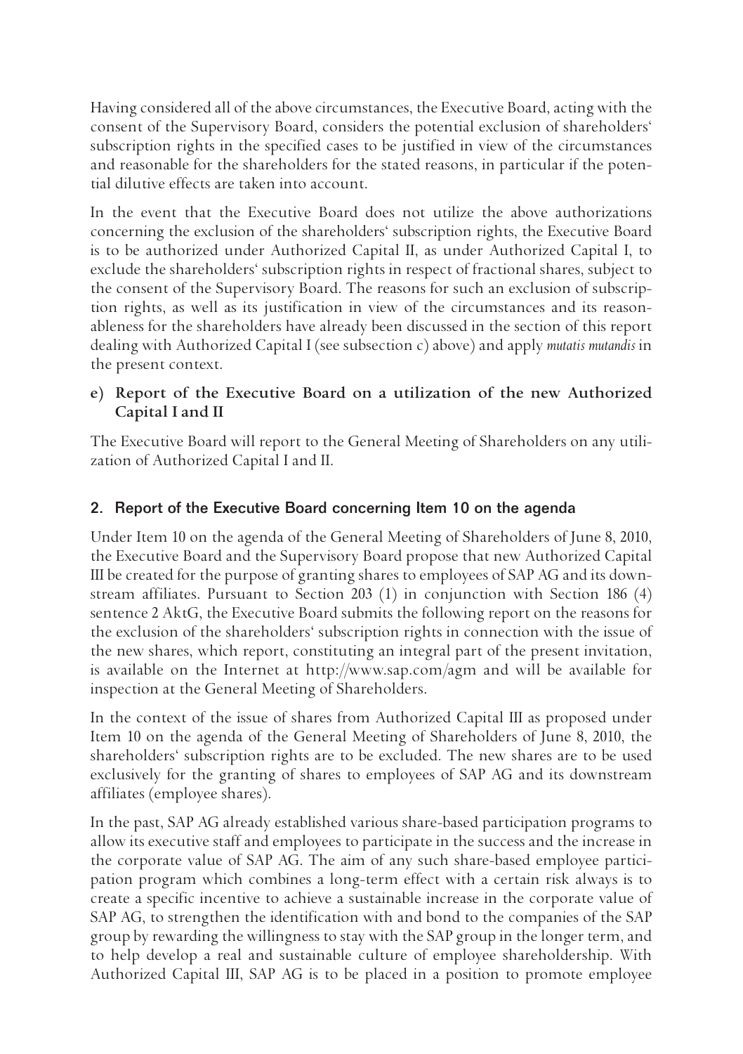Having considered all of the above circumstances, the Executive Board, acting with the consent of the Supervisory Board, considers the potential exclusion of shareholders' subscription rights in the specified cases to be justified in view of the circumstances and reasonable for the shareholders for the stated reasons, in particular if the potential dilutive effects are taken into account.

In the event that the Executive Board does not utilize the above authorizations concerning the exclusion of the shareholders' subscription rights, the Executive Board is to be authorized under Authorized Capital II, as under Authorized Capital I, to exclude the shareholders' subscription rights in respect of fractional shares, subject to the consent of the Supervisory Board. The reasons for such an exclusion of subscription rights, as well as its justification in view of the circumstances and its reasonableness for the shareholders have already been discussed in the section of this report dealing with Authorized Capital I (see subsection c) above) and apply *mutatis mutandis* in the present context.

### e) Report of the Executive Board on a utilization of the new Authorized Capital I and II

The Executive Board will report to the General Meeting of Shareholders on any utilization of Authorized Capital I and II.

## 2. Report of the Executive Board concerning Item 10 on the agenda

Under Item 10 on the agenda of the General Meeting of Shareholders of June 8, 2010, the Executive Board and the Supervisory Board propose that new Authorized Capital III be created for the purpose of granting shares to employees of SAP AG and its downstream affiliates. Pursuant to Section 203 (1) in conjunction with Section 186 (4) sentence 2 AktG, the Executive Board submits the following report on the reasons for the exclusion of the shareholders' subscription rights in connection with the issue of the new shares, which report, constituting an integral part of the present invitation, is available on the Internet at http://www.sap.com/agm and will be available for inspection at the General Meeting of Shareholders.

In the context of the issue of shares from Authorized Capital III as proposed under Item 10 on the agenda of the General Meeting of Shareholders of June 8, 2010, the shareholders' subscription rights are to be excluded. The new shares are to be used exclusively for the granting of shares to employees of SAP AG and its downstream affiliates (employee shares).

In the past, SAP AG already established various share-based participation programs to allow its executive staff and employees to participate in the success and the increase in the corporate value of SAP AG. The aim of any such share-based employee participation program which combines a long-term effect with a certain risk always is to create a specific incentive to achieve a sustainable increase in the corporate value of SAP AG, to strengthen the identification with and bond to the companies of the SAP group by rewarding the willingness to stay with the SAP group in the longer term, and to help develop a real and sustainable culture of employee shareholdership. With Authorized Capital III, SAP AG is to be placed in a position to promote employee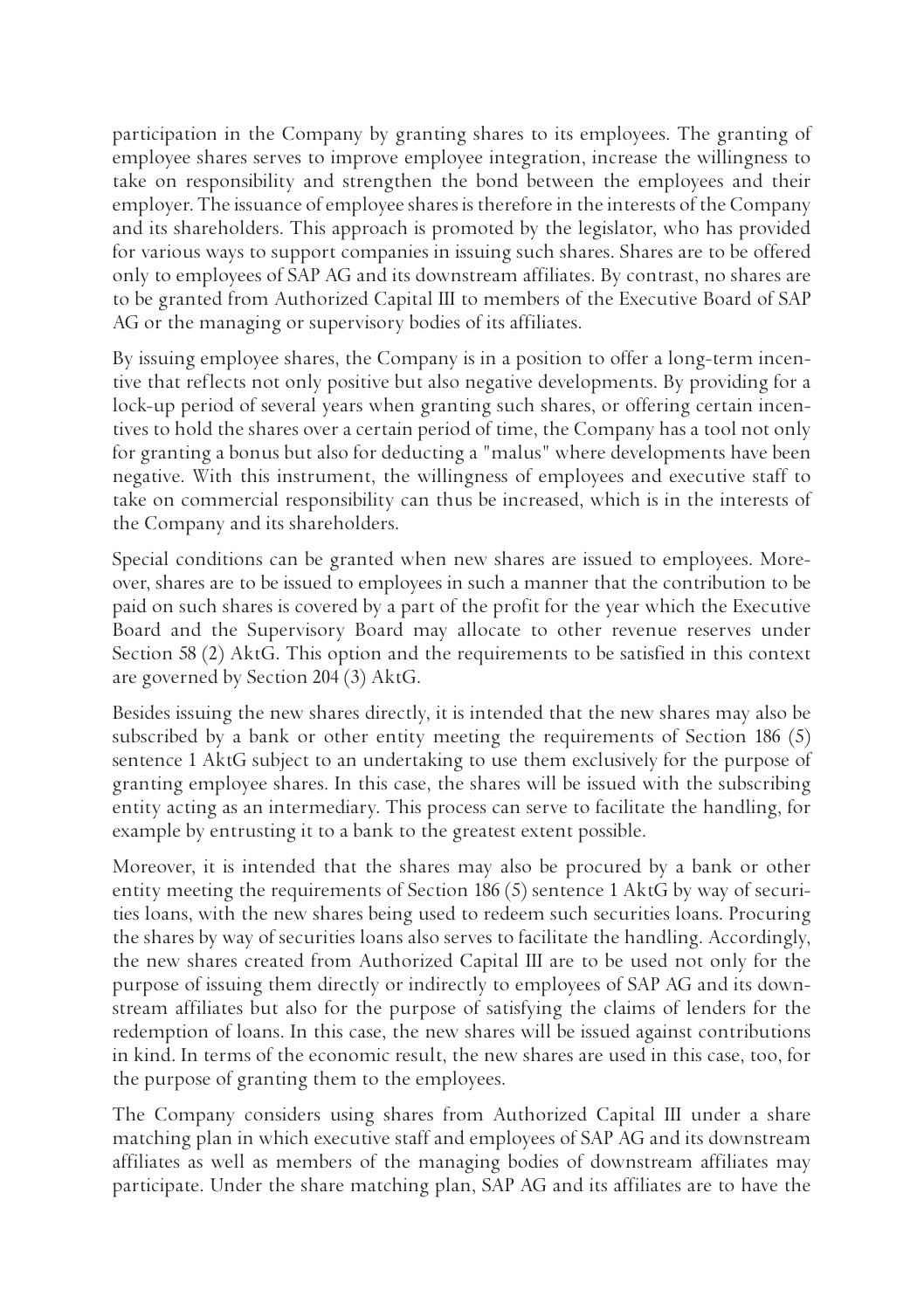participation in the Company by granting shares to its employees. The granting of employee shares serves to improve employee integration, increase the willingness to take on responsibility and strengthen the bond between the employees and their employer. The issuance of employee shares is therefore in the interests of the Company and its shareholders. This approach is promoted by the legislator, who has provided for various ways to support companies in issuing such shares. Shares are to be offered only to employees of SAP AG and its downstream affiliates. By contrast, no shares are to be granted from Authorized Capital III to members of the Executive Board of SAP AG or the managing or supervisory bodies of its affiliates.

By issuing employee shares, the Company is in a position to offer a long-term incentive that reflects not only positive but also negative developments. By providing for a lock-up period of several years when granting such shares, or offering certain incentives to hold the shares over a certain period of time, the Company has a tool not only for granting a bonus but also for deducting a "malus" where developments have been negative. With this instrument, the willingness of employees and executive staff to take on commercial responsibility can thus be increased, which is in the interests of the Company and its shareholders.

Special conditions can be granted when new shares are issued to employees. Moreover, shares are to be issued to employees in such a manner that the contribution to be paid on such shares is covered by a part of the profit for the year which the Executive Board and the Supervisory Board may allocate to other revenue reserves under Section 58 (2) AktG. This option and the requirements to be satisfied in this context are governed by Section 204 (3) AktG.

Besides issuing the new shares directly, it is intended that the new shares may also be subscribed by a bank or other entity meeting the requirements of Section 186 (5) sentence 1 AktG subject to an undertaking to use them exclusively for the purpose of granting employee shares. In this case, the shares will be issued with the subscribing entity acting as an intermediary. This process can serve to facilitate the handling, for example by entrusting it to a bank to the greatest extent possible.

Moreover, it is intended that the shares may also be procured by a bank or other entity meeting the requirements of Section 186 (5) sentence 1 AktG by way of securities loans, with the new shares being used to redeem such securities loans. Procuring the shares by way of securities loans also serves to facilitate the handling. Accordingly, the new shares created from Authorized Capital III are to be used not only for the purpose of issuing them directly or indirectly to employees of SAP AG and its downstream affiliates but also for the purpose of satisfying the claims of lenders for the redemption of loans. In this case, the new shares will be issued against contributions in kind. In terms of the economic result, the new shares are used in this case, too, for the purpose of granting them to the employees.

The Company considers using shares from Authorized Capital III under a share matching plan in which executive staff and employees of SAP AG and its downstream affiliates as well as members of the managing bodies of downstream affiliates may participate. Under the share matching plan, SAP AG and its affiliates are to have the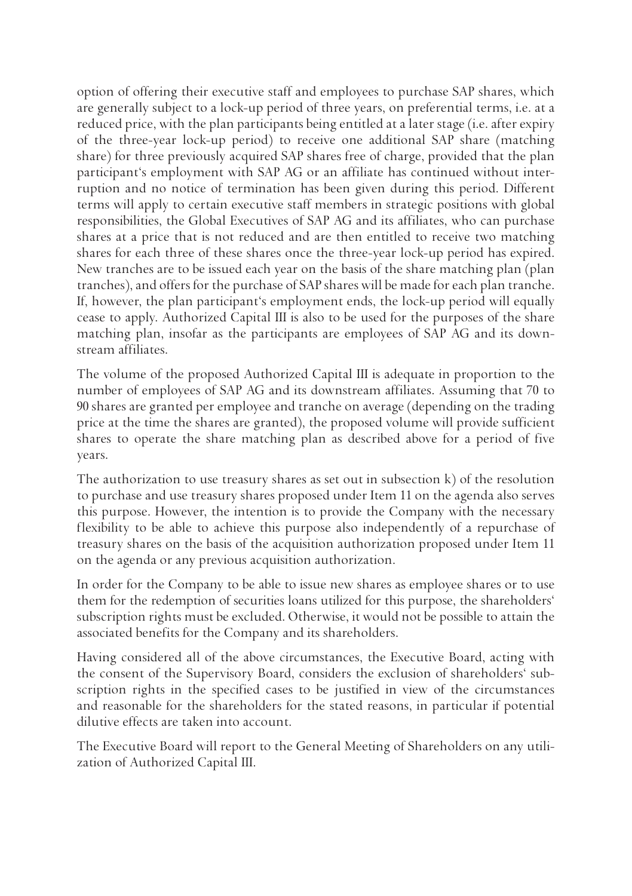option of offering their executive staff and employees to purchase SAP shares, which are generally subject to a lock-up period of three years, on preferential terms, i.e. at a reduced price, with the plan participants being entitled at a later stage (i.e. after expiry of the three-year lock-up period) to receive one additional SAP share (matching share) for three previously acquired SAP shares free of charge, provided that the plan participant‘s employment with SAP AG or an affiliate has continued without interruption and no notice of termination has been given during this period. Different terms will apply to certain executive staff members in strategic positions with global responsibilities, the Global Executives of SAP AG and its affiliates, who can purchase shares at a price that is not reduced and are then entitled to receive two matching shares for each three of these shares once the three-year lock-up period has expired. New tranches are to be issued each year on the basis of the share matching plan (plan tranches), and offers for the purchase of SAP shares will be made for each plan tranche. If, however, the plan participant‘s employment ends, the lock-up period will equally cease to apply. Authorized Capital III is also to be used for the purposes of the share matching plan, insofar as the participants are employees of SAP AG and its downstream affiliates.

The volume of the proposed Authorized Capital III is adequate in proportion to the number of employees of SAP AG and its downstream affiliates. Assuming that 70 to 90 shares are granted per employee and tranche on average (depending on the trading price at the time the shares are granted), the proposed volume will provide sufficient shares to operate the share matching plan as described above for a period of five years.

The authorization to use treasury shares as set out in subsection k) of the resolution to purchase and use treasury shares proposed under Item 11 on the agenda also serves this purpose. However, the intention is to provide the Company with the necessary flexibility to be able to achieve this purpose also independently of a repurchase of treasury shares on the basis of the acquisition authorization proposed under Item 11 on the agenda or any previous acquisition authorization.

In order for the Company to be able to issue new shares as employee shares or to use them for the redemption of securities loans utilized for this purpose, the shareholders‘ subscription rights must be excluded. Otherwise, it would not be possible to attain the associated benefits for the Company and its shareholders.

Having considered all of the above circumstances, the Executive Board, acting with the consent of the Supervisory Board, considers the exclusion of shareholders‘ subscription rights in the specified cases to be justified in view of the circumstances and reasonable for the shareholders for the stated reasons, in particular if potential dilutive effects are taken into account.

The Executive Board will report to the General Meeting of Shareholders on any utilization of Authorized Capital III.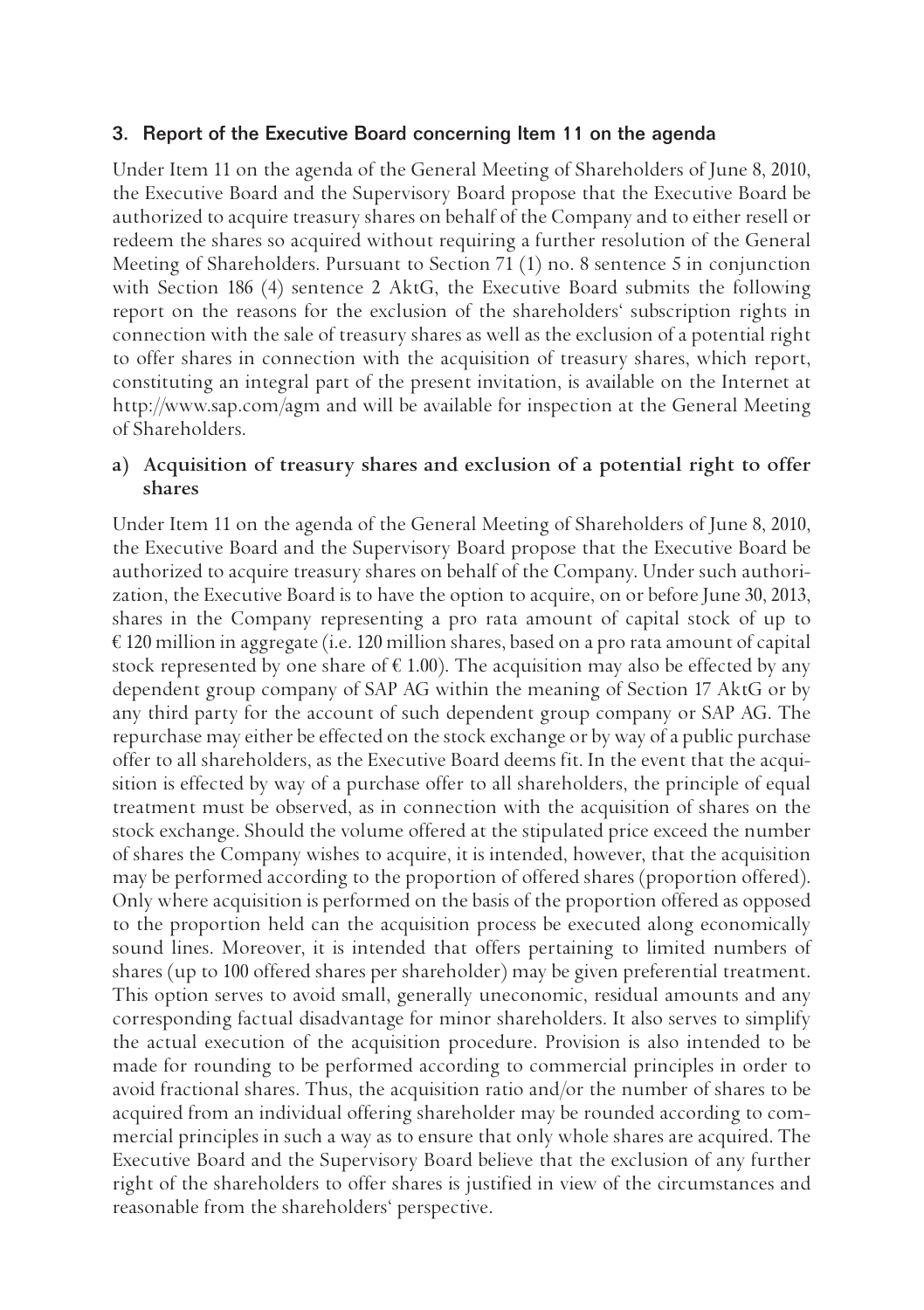## 3. Report of the Executive Board concerning Item 11 on the agenda

Under Item 11 on the agenda of the General Meeting of Shareholders of June 8, 2010, the Executive Board and the Supervisory Board propose that the Executive Board be authorized to acquire treasury shares on behalf of the Company and to either resell or redeem the shares so acquired without requiring a further resolution of the General Meeting of Shareholders. Pursuant to Section 71 (1) no. 8 sentence 5 in conjunction with Section 186 (4) sentence 2 AktG, the Executive Board submits the following report on the reasons for the exclusion of the shareholders' subscription rights in connection with the sale of treasury shares as well as the exclusion of a potential right to offer shares in connection with the acquisition of treasury shares, which report, constituting an integral part of the present invitation, is available on the Internet at http://www.sap.com/agm and will be available for inspection at the General Meeting of Shareholders.

### a) Acquisition of treasury shares and exclusion of a potential right to offer shares

Under Item 11 on the agenda of the General Meeting of Shareholders of June 8, 2010, the Executive Board and the Supervisory Board propose that the Executive Board be authorized to acquire treasury shares on behalf of the Company. Under such authorization, the Executive Board is to have the option to acquire, on or before June 30, 2013, shares in the Company representing a pro rata amount of capital stock of up to € 120 million in aggregate (i.e. 120 million shares, based on a pro rata amount of capital stock represented by one share of € 1.00). The acquisition may also be effected by any dependent group company of SAP AG within the meaning of Section 17 AktG or by any third party for the account of such dependent group company or SAP AG. The repurchase may either be effected on the stock exchange or by way of a public purchase offer to all shareholders, as the Executive Board deems fit. In the event that the acquisition is effected by way of a purchase offer to all shareholders, the principle of equal treatment must be observed, as in connection with the acquisition of shares on the stock exchange. Should the volume offered at the stipulated price exceed the number of shares the Company wishes to acquire, it is intended, however, that the acquisition may be performed according to the proportion of offered shares (proportion offered). Only where acquisition is performed on the basis of the proportion offered as opposed to the proportion held can the acquisition process be executed along economically sound lines. Moreover, it is intended that offers pertaining to limited numbers of shares (up to 100 offered shares per shareholder) may be given preferential treatment. This option serves to avoid small, generally uneconomic, residual amounts and any corresponding factual disadvantage for minor shareholders. It also serves to simplify the actual execution of the acquisition procedure. Provision is also intended to be made for rounding to be performed according to commercial principles in order to avoid fractional shares. Thus, the acquisition ratio and/or the number of shares to be acquired from an individual offering shareholder may be rounded according to commercial principles in such a way as to ensure that only whole shares are acquired. The Executive Board and the Supervisory Board believe that the exclusion of any further right of the shareholders to offer shares is justified in view of the circumstances and reasonable from the shareholders' perspective.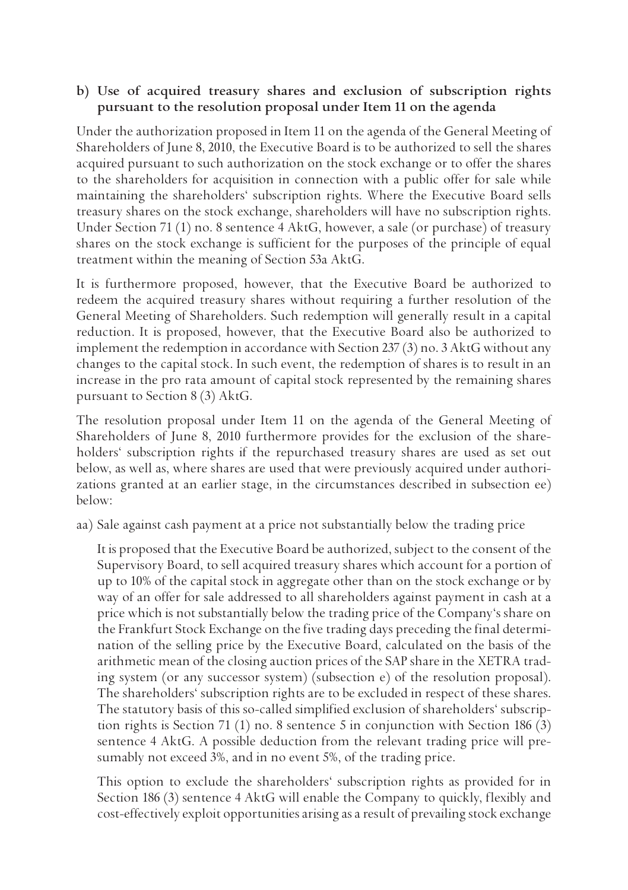### b) Use of acquired treasury shares and exclusion of subscription rights pursuant to the resolution proposal under Item 11 on the agenda

Under the authorization proposed in Item 11 on the agenda of the General Meeting of Shareholders of June 8, 2010, the Executive Board is to be authorized to sell the shares acquired pursuant to such authorization on the stock exchange or to offer the shares to the shareholders for acquisition in connection with a public offer for sale while maintaining the shareholders' subscription rights. Where the Executive Board sells treasury shares on the stock exchange, shareholders will have no subscription rights. Under Section 71 (1) no. 8 sentence 4 AktG, however, a sale (or purchase) of treasury shares on the stock exchange is sufficient for the purposes of the principle of equal treatment within the meaning of Section 53a AktG.

It is furthermore proposed, however, that the Executive Board be authorized to redeem the acquired treasury shares without requiring a further resolution of the General Meeting of Shareholders. Such redemption will generally result in a capital reduction. It is proposed, however, that the Executive Board also be authorized to implement the redemption in accordance with Section 237 (3) no. 3 AktG without any changes to the capital stock. In such event, the redemption of shares is to result in an increase in the pro rata amount of capital stock represented by the remaining shares pursuant to Section 8 (3) AktG.

The resolution proposal under Item 11 on the agenda of the General Meeting of Shareholders of June 8, 2010 furthermore provides for the exclusion of the shareholders' subscription rights if the repurchased treasury shares are used as set out below, as well as, where shares are used that were previously acquired under authorizations granted at an earlier stage, in the circumstances described in subsection ee) below:

aa) Sale against cash payment at a price not substantially below the trading price

It is proposed that the Executive Board be authorized, subject to the consent of the Supervisory Board, to sell acquired treasury shares which account for a portion of up to 10% of the capital stock in aggregate other than on the stock exchange or by way of an offer for sale addressed to all shareholders against payment in cash at a price which is not substantially below the trading price of the Company's share on the Frankfurt Stock Exchange on the five trading days preceding the final determination of the selling price by the Executive Board, calculated on the basis of the arithmetic mean of the closing auction prices of the SAP share in the XETRA trading system (or any successor system) (subsection e) of the resolution proposal). The shareholders' subscription rights are to be excluded in respect of these shares. The statutory basis of this so-called simplified exclusion of shareholders' subscription rights is Section 71 (1) no. 8 sentence 5 in conjunction with Section 186 (3) sentence 4 AktG. A possible deduction from the relevant trading price will presumably not exceed 3%, and in no event 5%, of the trading price.

This option to exclude the shareholders' subscription rights as provided for in Section 186 (3) sentence 4 AktG will enable the Company to quickly, flexibly and cost-effectively exploit opportunities arising as a result of prevailing stock exchange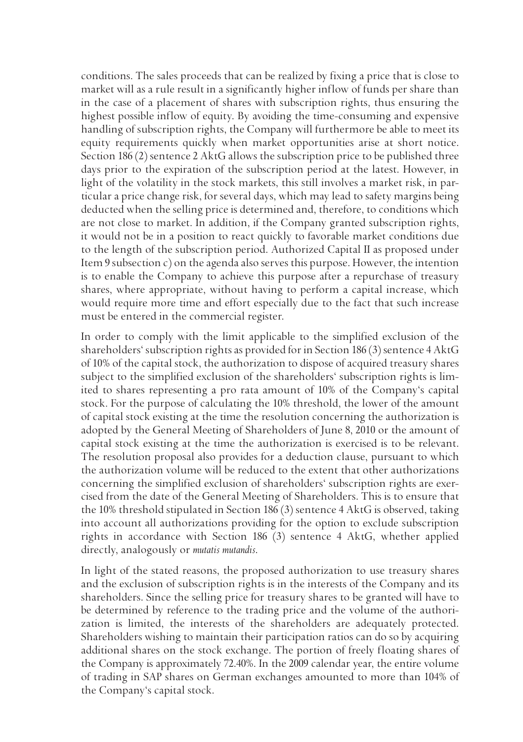conditions. The sales proceeds that can be realized by fixing a price that is close to market will as a rule result in a significantly higher inflow of funds per share than in the case of a placement of shares with subscription rights, thus ensuring the highest possible inflow of equity. By avoiding the time-consuming and expensive handling of subscription rights, the Company will furthermore be able to meet its equity requirements quickly when market opportunities arise at short notice. Section 186 (2) sentence 2 AktG allows the subscription price to be published three days prior to the expiration of the subscription period at the latest. However, in light of the volatility in the stock markets, this still involves a market risk, in particular a price change risk, for several days, which may lead to safety margins being deducted when the selling price is determined and, therefore, to conditions which are not close to market. In addition, if the Company granted subscription rights, it would not be in a position to react quickly to favorable market conditions due to the length of the subscription period. Authorized Capital II as proposed under Item 9 subsection c) on the agenda also serves this purpose. However, the intention is to enable the Company to achieve this purpose after a repurchase of treasury shares, where appropriate, without having to perform a capital increase, which would require more time and effort especially due to the fact that such increase must be entered in the commercial register.

In order to comply with the limit applicable to the simplified exclusion of the shareholders' subscription rights as provided for in Section 186 (3) sentence 4 AktG of 10% of the capital stock, the authorization to dispose of acquired treasury shares subject to the simplified exclusion of the shareholders' subscription rights is limited to shares representing a pro rata amount of 10% of the Company's capital stock. For the purpose of calculating the 10% threshold, the lower of the amount of capital stock existing at the time the resolution concerning the authorization is adopted by the General Meeting of Shareholders of June 8, 2010 or the amount of capital stock existing at the time the authorization is exercised is to be relevant. The resolution proposal also provides for a deduction clause, pursuant to which the authorization volume will be reduced to the extent that other authorizations concerning the simplified exclusion of shareholders' subscription rights are exercised from the date of the General Meeting of Shareholders. This is to ensure that the 10% threshold stipulated in Section 186 (3) sentence 4 AktG is observed, taking into account all authorizations providing for the option to exclude subscription rights in accordance with Section 186 (3) sentence 4 AktG, whether applied directly, analogously or *mutatis mutandis*.

In light of the stated reasons, the proposed authorization to use treasury shares and the exclusion of subscription rights is in the interests of the Company and its shareholders. Since the selling price for treasury shares to be granted will have to be determined by reference to the trading price and the volume of the authorization is limited, the interests of the shareholders are adequately protected. Shareholders wishing to maintain their participation ratios can do so by acquiring additional shares on the stock exchange. The portion of freely floating shares of the Company is approximately 72.40%. In the 2009 calendar year, the entire volume of trading in SAP shares on German exchanges amounted to more than 104% of the Company's capital stock.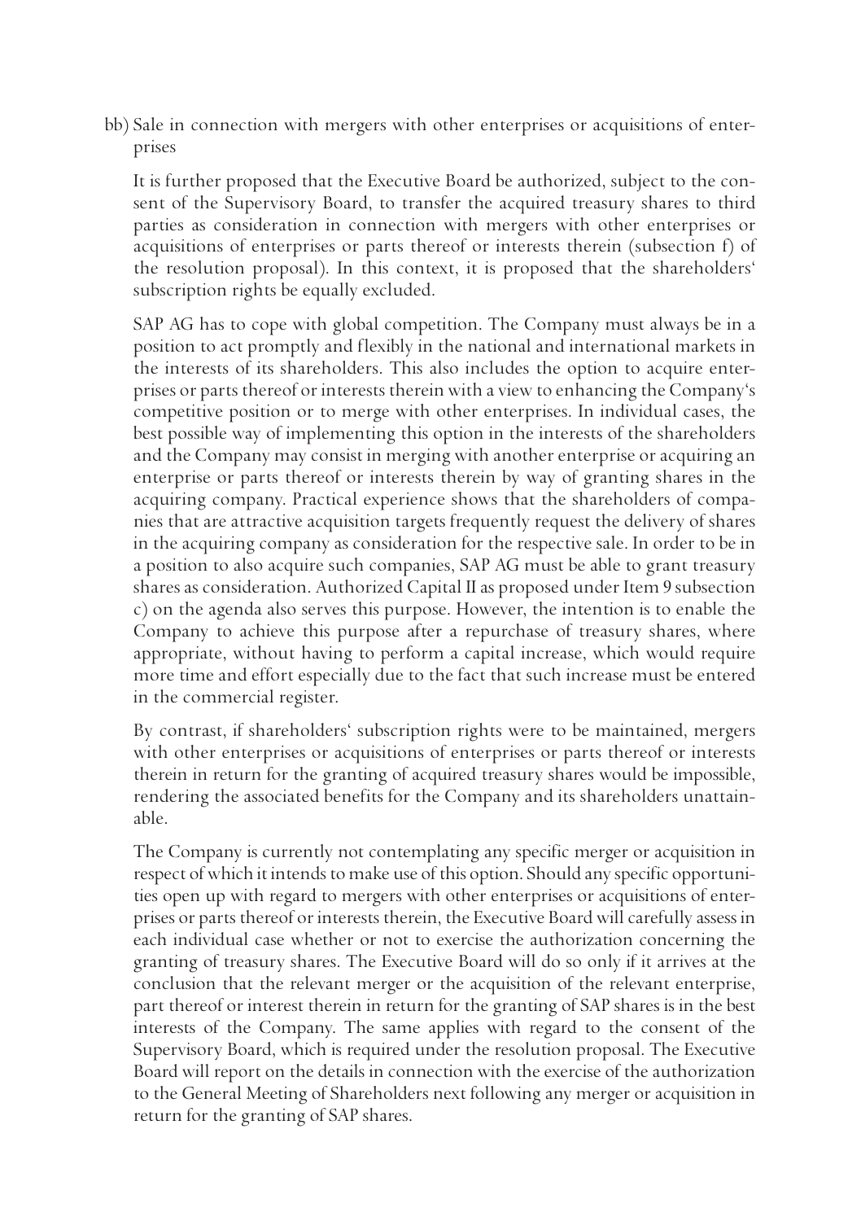bb) Sale in connection with mergers with other enterprises or acquisitions of enterprises

It is further proposed that the Executive Board be authorized, subject to the consent of the Supervisory Board, to transfer the acquired treasury shares to third parties as consideration in connection with mergers with other enterprises or acquisitions of enterprises or parts thereof or interests therein (subsection f) of the resolution proposal). In this context, it is proposed that the shareholders' subscription rights be equally excluded.

SAP AG has to cope with global competition. The Company must always be in a position to act promptly and flexibly in the national and international markets in the interests of its shareholders. This also includes the option to acquire enterprises or parts thereof or interests therein with a view to enhancing the Company's competitive position or to merge with other enterprises. In individual cases, the best possible way of implementing this option in the interests of the shareholders and the Company may consist in merging with another enterprise or acquiring an enterprise or parts thereof or interests therein by way of granting shares in the acquiring company. Practical experience shows that the shareholders of companies that are attractive acquisition targets frequently request the delivery of shares in the acquiring company as consideration for the respective sale. In order to be in a position to also acquire such companies, SAP AG must be able to grant treasury shares as consideration. Authorized Capital II as proposed under Item 9 subsection c) on the agenda also serves this purpose. However, the intention is to enable the Company to achieve this purpose after a repurchase of treasury shares, where appropriate, without having to perform a capital increase, which would require more time and effort especially due to the fact that such increase must be entered in the commercial register.

By contrast, if shareholders' subscription rights were to be maintained, mergers with other enterprises or acquisitions of enterprises or parts thereof or interests therein in return for the granting of acquired treasury shares would be impossible, rendering the associated benefits for the Company and its shareholders unattainable.

The Company is currently not contemplating any specific merger or acquisition in respect of which it intends to make use of this option. Should any specific opportunities open up with regard to mergers with other enterprises or acquisitions of enterprises or parts thereof or interests therein, the Executive Board will carefully assess in each individual case whether or not to exercise the authorization concerning the granting of treasury shares. The Executive Board will do so only if it arrives at the conclusion that the relevant merger or the acquisition of the relevant enterprise, part thereof or interest therein in return for the granting of SAP shares is in the best interests of the Company. The same applies with regard to the consent of the Supervisory Board, which is required under the resolution proposal. The Executive Board will report on the details in connection with the exercise of the authorization to the General Meeting of Shareholders next following any merger or acquisition in return for the granting of SAP shares.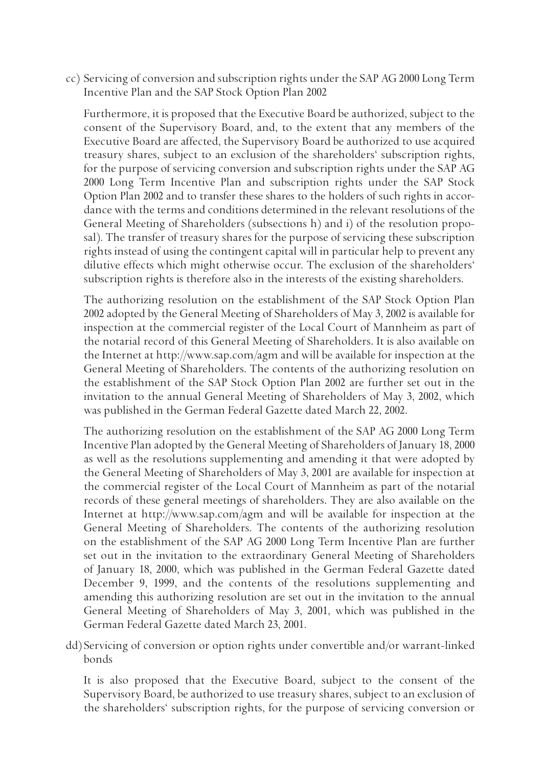cc) Servicing of conversion and subscription rights under the SAP AG 2000 Long Term Incentive Plan and the SAP Stock Option Plan 2002

Furthermore, it is proposed that the Executive Board be authorized, subject to the consent of the Supervisory Board, and, to the extent that any members of the Executive Board are affected, the Supervisory Board be authorized to use acquired treasury shares, subject to an exclusion of the shareholders' subscription rights, for the purpose of servicing conversion and subscription rights under the SAP AG 2000 Long Term Incentive Plan and subscription rights under the SAP Stock Option Plan 2002 and to transfer these shares to the holders of such rights in accordance with the terms and conditions determined in the relevant resolutions of the General Meeting of Shareholders (subsections h) and i) of the resolution proposal). The transfer of treasury shares for the purpose of servicing these subscription rights instead of using the contingent capital will in particular help to prevent any dilutive effects which might otherwise occur. The exclusion of the shareholders' subscription rights is therefore also in the interests of the existing shareholders.

The authorizing resolution on the establishment of the SAP Stock Option Plan 2002 adopted by the General Meeting of Shareholders of May 3, 2002 is available for inspection at the commercial register of the Local Court of Mannheim as part of the notarial record of this General Meeting of Shareholders. It is also available on the Internet at http://www.sap.com/agm and will be available for inspection at the General Meeting of Shareholders. The contents of the authorizing resolution on the establishment of the SAP Stock Option Plan 2002 are further set out in the invitation to the annual General Meeting of Shareholders of May 3, 2002, which was published in the German Federal Gazette dated March 22, 2002.

The authorizing resolution on the establishment of the SAP AG 2000 Long Term Incentive Plan adopted by the General Meeting of Shareholders of January 18, 2000 as well as the resolutions supplementing and amending it that were adopted by the General Meeting of Shareholders of May 3, 2001 are available for inspection at the commercial register of the Local Court of Mannheim as part of the notarial records of these general meetings of shareholders. They are also available on the Internet at http://www.sap.com/agm and will be available for inspection at the General Meeting of Shareholders. The contents of the authorizing resolution on the establishment of the SAP AG 2000 Long Term Incentive Plan are further set out in the invitation to the extraordinary General Meeting of Shareholders of January 18, 2000, which was published in the German Federal Gazette dated December 9, 1999, and the contents of the resolutions supplementing and amending this authorizing resolution are set out in the invitation to the annual General Meeting of Shareholders of May 3, 2001, which was published in the German Federal Gazette dated March 23, 2001.

dd) Servicing of conversion or option rights under convertible and/or warrant-linked bonds

It is also proposed that the Executive Board, subject to the consent of the Supervisory Board, be authorized to use treasury shares, subject to an exclusion of the shareholders' subscription rights, for the purpose of servicing conversion or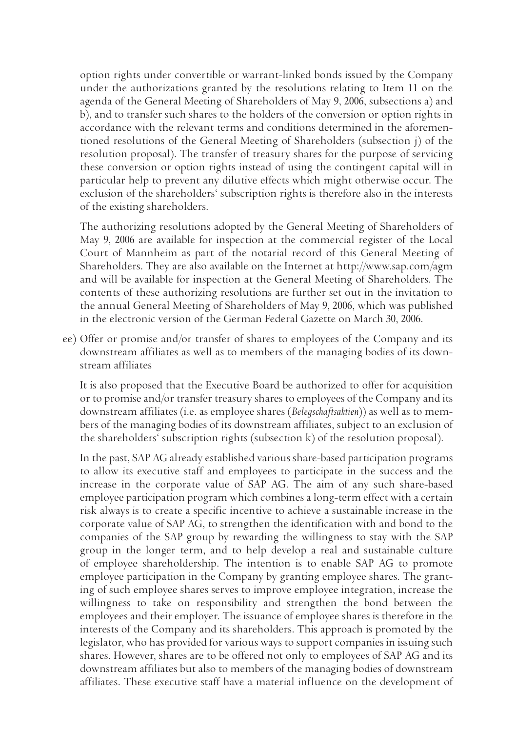option rights under convertible or warrant-linked bonds issued by the Company under the authorizations granted by the resolutions relating to Item 11 on the agenda of the General Meeting of Shareholders of May 9, 2006, subsections a) and b), and to transfer such shares to the holders of the conversion or option rights in accordance with the relevant terms and conditions determined in the aforementioned resolutions of the General Meeting of Shareholders (subsection j) of the resolution proposal). The transfer of treasury shares for the purpose of servicing these conversion or option rights instead of using the contingent capital will in particular help to prevent any dilutive effects which might otherwise occur. The exclusion of the shareholders' subscription rights is therefore also in the interests of the existing shareholders.

The authorizing resolutions adopted by the General Meeting of Shareholders of May 9, 2006 are available for inspection at the commercial register of the Local Court of Mannheim as part of the notarial record of this General Meeting of Shareholders. They are also available on the Internet at http://www.sap.com/agm and will be available for inspection at the General Meeting of Shareholders. The contents of these authorizing resolutions are further set out in the invitation to the annual General Meeting of Shareholders of May 9, 2006, which was published in the electronic version of the German Federal Gazette on March 30, 2006.

ee) Offer or promise and/or transfer of shares to employees of the Company and its downstream affiliates as well as to members of the managing bodies of its downstream affiliates

It is also proposed that the Executive Board be authorized to offer for acquisition or to promise and/or transfer treasury shares to employees of the Company and its downstream affiliates (i.e. as employee shares (*Belegschaftsaktien*)) as well as to members of the managing bodies of its downstream affiliates, subject to an exclusion of the shareholders' subscription rights (subsection k) of the resolution proposal).

In the past, SAP AG already established various share-based participation programs to allow its executive staff and employees to participate in the success and the increase in the corporate value of SAP AG. The aim of any such share-based employee participation program which combines a long-term effect with a certain risk always is to create a specific incentive to achieve a sustainable increase in the corporate value of SAP AG, to strengthen the identification with and bond to the companies of the SAP group by rewarding the willingness to stay with the SAP group in the longer term, and to help develop a real and sustainable culture of employee shareholdership. The intention is to enable SAP AG to promote employee participation in the Company by granting employee shares. The granting of such employee shares serves to improve employee integration, increase the willingness to take on responsibility and strengthen the bond between the employees and their employer. The issuance of employee shares is therefore in the interests of the Company and its shareholders. This approach is promoted by the legislator, who has provided for various ways to support companies in issuing such shares. However, shares are to be offered not only to employees of SAP AG and its downstream affiliates but also to members of the managing bodies of downstream affiliates. These executive staff have a material influence on the development of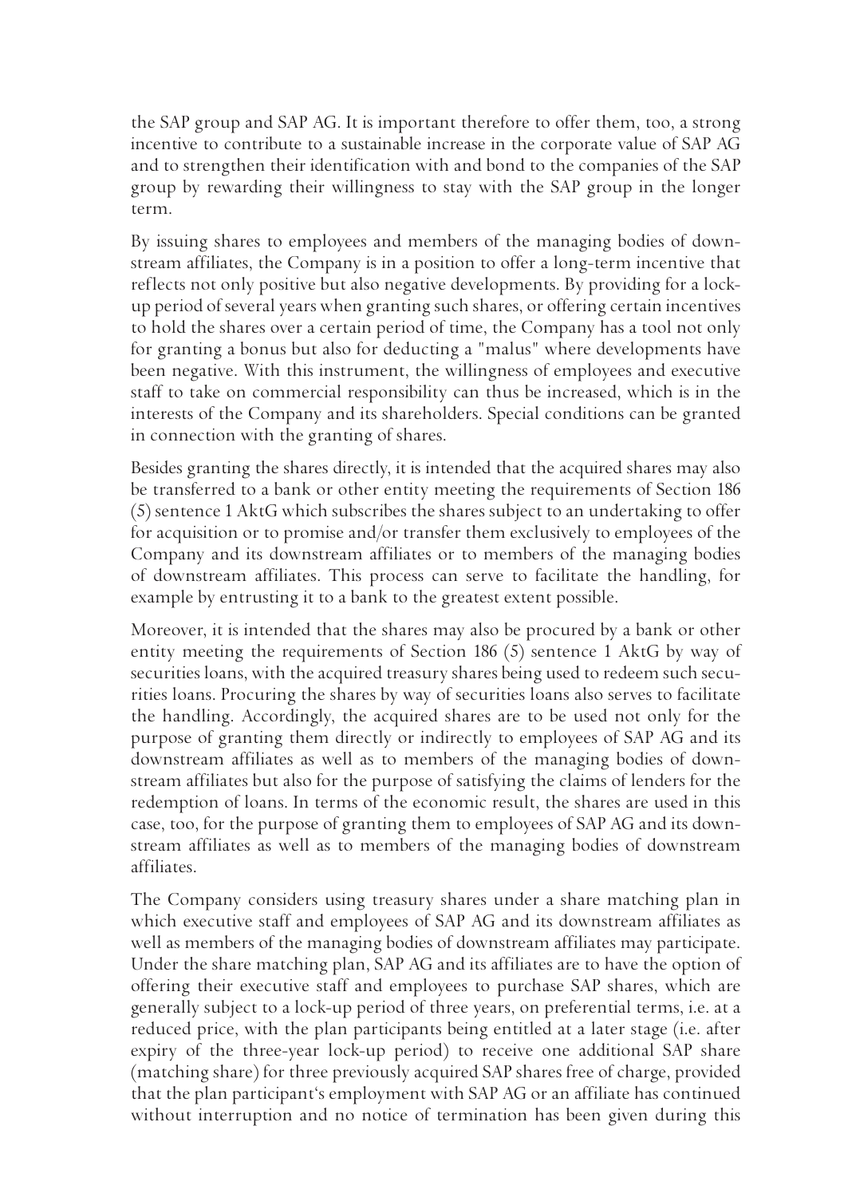the SAP group and SAP AG. It is important therefore to offer them, too, a strong incentive to contribute to a sustainable increase in the corporate value of SAP AG and to strengthen their identification with and bond to the companies of the SAP group by rewarding their willingness to stay with the SAP group in the longer term.

By issuing shares to employees and members of the managing bodies of downstream affiliates, the Company is in a position to offer a long-term incentive that reflects not only positive but also negative developments. By providing for a lock-up period of several years when granting such shares, or offering certain incentives to hold the shares over a certain period of time, the Company has a tool not only for granting a bonus but also for deducting a "malus" where developments have been negative. With this instrument, the willingness of employees and executive staff to take on commercial responsibility can thus be increased, which is in the interests of the Company and its shareholders. Special conditions can be granted in connection with the granting of shares.

Besides granting the shares directly, it is intended that the acquired shares may also be transferred to a bank or other entity meeting the requirements of Section 186 (5) sentence 1 AktG which subscribes the shares subject to an undertaking to offer for acquisition or to promise and/or transfer them exclusively to employees of the Company and its downstream affiliates or to members of the managing bodies of downstream affiliates. This process can serve to facilitate the handling, for example by entrusting it to a bank to the greatest extent possible.

Moreover, it is intended that the shares may also be procured by a bank or other entity meeting the requirements of Section 186 (5) sentence 1 AktG by way of securities loans, with the acquired treasury shares being used to redeem such securities loans. Procuring the shares by way of securities loans also serves to facilitate the handling. Accordingly, the acquired shares are to be used not only for the purpose of granting them directly or indirectly to employees of SAP AG and its downstream affiliates as well as to members of the managing bodies of downstream affiliates but also for the purpose of satisfying the claims of lenders for the redemption of loans. In terms of the economic result, the shares are used in this case, too, for the purpose of granting them to employees of SAP AG and its downstream affiliates as well as to members of the managing bodies of downstream affiliates.

The Company considers using treasury shares under a share matching plan in which executive staff and employees of SAP AG and its downstream affiliates as well as members of the managing bodies of downstream affiliates may participate. Under the share matching plan, SAP AG and its affiliates are to have the option of offering their executive staff and employees to purchase SAP shares, which are generally subject to a lock-up period of three years, on preferential terms, i.e. at a reduced price, with the plan participants being entitled at a later stage (i.e. after expiry of the three-year lock-up period) to receive one additional SAP share (matching share) for three previously acquired SAP shares free of charge, provided that the plan participant's employment with SAP AG or an affiliate has continued without interruption and no notice of termination has been given during this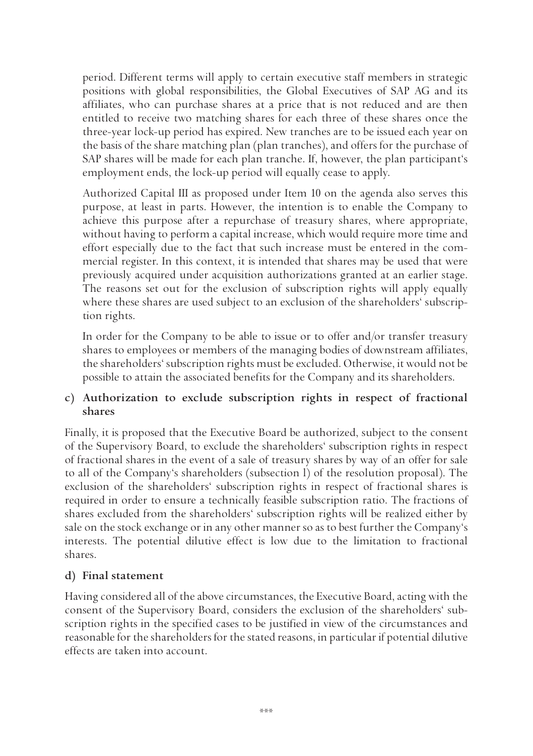period. Different terms will apply to certain executive staff members in strategic positions with global responsibilities, the Global Executives of SAP AG and its affiliates, who can purchase shares at a price that is not reduced and are then entitled to receive two matching shares for each three of these shares once the three-year lock-up period has expired. New tranches are to be issued each year on the basis of the share matching plan (plan tranches), and offers for the purchase of SAP shares will be made for each plan tranche. If, however, the plan participant's employment ends, the lock-up period will equally cease to apply.

Authorized Capital III as proposed under Item 10 on the agenda also serves this purpose, at least in parts. However, the intention is to enable the Company to achieve this purpose after a repurchase of treasury shares, where appropriate, without having to perform a capital increase, which would require more time and effort especially due to the fact that such increase must be entered in the commercial register. In this context, it is intended that shares may be used that were previously acquired under acquisition authorizations granted at an earlier stage. The reasons set out for the exclusion of subscription rights will apply equally where these shares are used subject to an exclusion of the shareholders' subscription rights.

In order for the Company to be able to issue or to offer and/or transfer treasury shares to employees or members of the managing bodies of downstream affiliates, the shareholders' subscription rights must be excluded. Otherwise, it would not be possible to attain the associated benefits for the Company and its shareholders.

### c) Authorization to exclude subscription rights in respect of fractional shares

Finally, it is proposed that the Executive Board be authorized, subject to the consent of the Supervisory Board, to exclude the shareholders' subscription rights in respect of fractional shares in the event of a sale of treasury shares by way of an offer for sale to all of the Company's shareholders (subsection l) of the resolution proposal). The exclusion of the shareholders' subscription rights in respect of fractional shares is required in order to ensure a technically feasible subscription ratio. The fractions of shares excluded from the shareholders' subscription rights will be realized either by sale on the stock exchange or in any other manner so as to best further the Company's interests. The potential dilutive effect is low due to the limitation to fractional shares.

### d) Final statement

Having considered all of the above circumstances, the Executive Board, acting with the consent of the Supervisory Board, considers the exclusion of the shareholders' subscription rights in the specified cases to be justified in view of the circumstances and reasonable for the shareholders for the stated reasons, in particular if potential dilutive effects are taken into account.

***